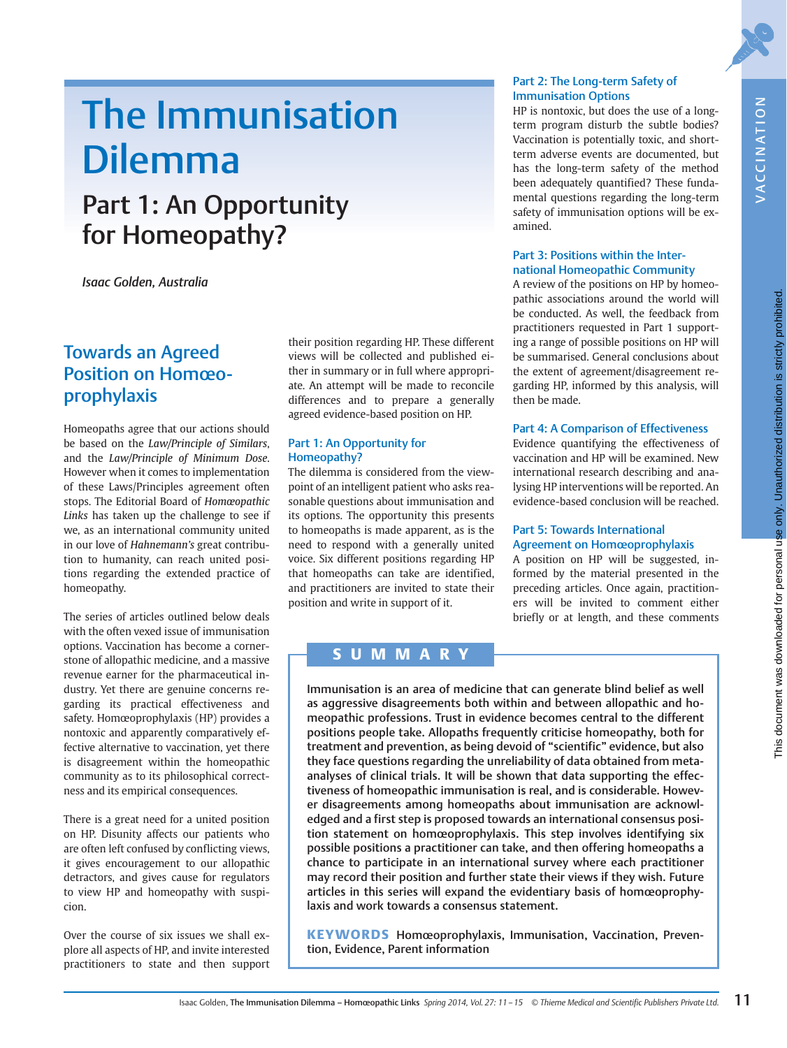# The Immunisation Dilemma

## Part 1: An Opportunity for Homeopathy?

*Isaac Golden, Australia*

## Towards an Agreed Position on Homœoprophylaxis

Homeopaths agree that our actions should be based on the *Law/Principle of Similars*, and the *Law/Principle of Minimum Dose*. However when it comes to implementation of these Laws/Principles agreement often stops. The Editorial Board of *Homœopathic Links* has taken up the challenge to see if we, as an international community united in our love of *Hahnemann's* great contribution to humanity, can reach united positions regarding the extended practice of homeopathy.

The series of articles outlined below deals with the often vexed issue of immunisation options. Vaccination has become a cornerstone of allopathic medicine, and a massive revenue earner for the pharmaceutical industry. Yet there are genuine concerns regarding its practical effectiveness and safety. Homœoprophylaxis (HP) provides a nontoxic and apparently comparatively effective alternative to vaccination, yet there is disagreement within the homeopathic community as to its philosophical correctness and its empirical consequences.

There is a great need for a united position on HP. Disunity affects our patients who are often left confused by conflicting views, it gives encouragement to our allopathic detractors, and gives cause for regulators to view HP and homeopathy with suspicion.

Over the course of six issues we shall explore all aspects of HP, and invite interested practitioners to state and then support their position regarding HP. These different views will be collected and published either in summary or in full where appropriate. An attempt will be made to reconcile differences and to prepare a generally agreed evidence-based position on HP.

### Part 1: An Opportunity for Homeopathy?

The dilemma is considered from the viewpoint of an intelligent patient who asks reasonable questions about immunisation and its options. The opportunity this presents to homeopaths is made apparent, as is the need to respond with a generally united voice. Six different positions regarding HP that homeopaths can take are identified, and practitioners are invited to state their position and write in support of it.

### Part 2: The Long-term Safety of Immunisation Options

HP is nontoxic, but does the use of a long-term program disturb the subtle bodies? Vaccination is potentially toxic, and short-term adverse events are documented, but has the long-term safety of the method been adequately quantified? These fundamental questions regarding the long-term safety of immunisation options will be examined.

### Part 3: Positions within the International Homeopathic Community

A review of the positions on HP by homeopathic associations around the world will be conducted. As well, the feedback from practitioners requested in Part 1 supporting a range of possible positions on HP will be summarised. General conclusions about the extent of agreement/disagreement regarding HP, informed by this analysis, will then be made.

### Part 4: A Comparison of Effectiveness

Evidence quantifying the effectiveness of vaccination and HP will be examined. New international research describing and analysing HP interventions will be reported. An evidence-based conclusion will be reached.

### Part 5: Towards International Agreement on Homœoprophylaxis

A position on HP will be suggested, informed by the material presented in the preceding articles. Once again, practitioners will be invited to comment either briefly or at length, and these comments

## SUMMARY

**Immunisation is an area of medicine that can generate blind belief as well as aggressive disagreements both within and between allopathic and homeopathic professions. Trust in evidence becomes central to the different positions people take. Allopaths frequently criticise homeopathy, both for treatment and prevention, as being devoid of "scientific" evidence, but also they face questions regarding the unreliability of data obtained from meta-analyses of clinical trials. It will be shown that data supporting the effectiveness of homeopathic immunisation is real, and is considerable. However disagreements among homeopaths about immunisation are acknowledged and a first step is proposed towards an international consensus position statement on homœoprophylaxis. This step involves identifying six possible positions a practitioner can take, and then offering homeopaths a chance to participate in an international survey where each practitioner may record their position and further state their views if they wish. Future articles in this series will expand the evidentiary basis of homœoprophylaxis and work towards a consensus statement.**

**KEYWORDS** **Homœoprophylaxis, Immunisation, Vaccination, Prevention, Evidence, Parent information**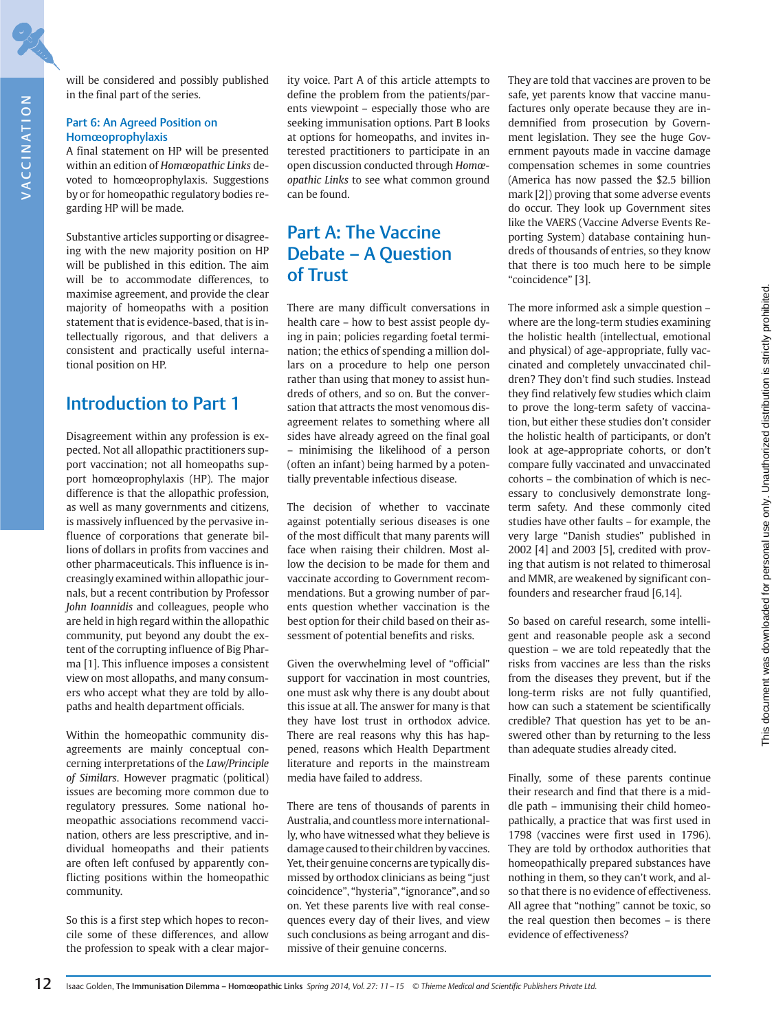will be considered and possibly published in the final part of the series.

### Part 6: An Agreed Position on Homœoprophylaxis

A final statement on HP will be presented within an edition of *Homœopathic Links* devoted to homœoprophylaxis. Suggestions by or for homeopathic regulatory bodies regarding HP will be made.

Substantive articles supporting or disagreeing with the new majority position on HP will be published in this edition. The aim will be to accommodate differences, to maximise agreement, and provide the clear majority of homeopaths with a position statement that is evidence-based, that is intellectually rigorous, and that delivers a consistent and practically useful international position on HP.

## Introduction to Part 1

Disagreement within any profession is expected. Not all allopathic practitioners support vaccination; not all homeopaths support homœoprophylaxis (HP). The major difference is that the allopathic profession, as well as many governments and citizens, is massively influenced by the pervasive influence of corporations that generate billions of dollars in profits from vaccines and other pharmaceuticals. This influence is increasingly examined within allopathic journals, but a recent contribution by Professor *John Ioannidis* and colleagues, people who are held in high regard within the allopathic community, put beyond any doubt the extent of the corrupting influence of Big Pharma [1]. This influence imposes a consistent view on most allopaths, and many consumers who accept what they are told by allopaths and health department officials.

Within the homeopathic community disagreements are mainly conceptual concerning interpretations of the *Law/Principle of Similars*. However pragmatic (political) issues are becoming more common due to regulatory pressures. Some national homeopathic associations recommend vaccination, others are less prescriptive, and individual homeopaths and their patients are often left confused by apparently conflicting positions within the homeopathic community.

So this is a first step which hopes to reconcile some of these differences, and allow the profession to speak with a clear majority voice. Part A of this article attempts to define the problem from the patients/parents viewpoint – especially those who are seeking immunisation options. Part B looks at options for homeopaths, and invites interested practitioners to participate in an open discussion conducted through *Homœopathic Links* to see what common ground can be found.

## Part A: The Vaccine Debate – A Question of Trust

There are many difficult conversations in health care – how to best assist people dying in pain; policies regarding foetal termination; the ethics of spending a million dollars on a procedure to help one person rather than using that money to assist hundreds of others, and so on. But the conversation that attracts the most venomous disagreement relates to something where all sides have already agreed on the final goal – minimising the likelihood of a person (often an infant) being harmed by a potentially preventable infectious disease.

The decision of whether to vaccinate against potentially serious diseases is one of the most difficult that many parents will face when raising their children. Most allow the decision to be made for them and vaccinate according to Government recommendations. But a growing number of parents question whether vaccination is the best option for their child based on their assessment of potential benefits and risks.

Given the overwhelming level of "official" support for vaccination in most countries, one must ask why there is any doubt about this issue at all. The answer for many is that they have lost trust in orthodox advice. There are real reasons why this has happened, reasons which Health Department literature and reports in the mainstream media have failed to address.

There are tens of thousands of parents in Australia, and countless more internationally, who have witnessed what they believe is damage caused to their children by vaccines. Yet, their genuine concerns are typically dismissed by orthodox clinicians as being "just coincidence", "hysteria", "ignorance", and so on. Yet these parents live with real consequences every day of their lives, and view such conclusions as being arrogant and dismissive of their genuine concerns.

They are told that vaccines are proven to be safe, yet parents know that vaccine manufactures only operate because they are indemnified from prosecution by Government legislation. They see the huge Government payouts made in vaccine damage compensation schemes in some countries (America has now passed the $2.5 billion mark [2]) proving that some adverse events do occur. They look up Government sites like the VAERS (Vaccine Adverse Events Reporting System) database containing hundreds of thousands of entries, so they know that there is too much here to be simple "coincidence" [3].

The more informed ask a simple question – where are the long-term studies examining the holistic health (intellectual, emotional and physical) of age-appropriate, fully vaccinated and completely unvaccinated children? They don't find such studies. Instead they find relatively few studies which claim to prove the long-term safety of vaccination, but either these studies don't consider the holistic health of participants, or don't look at age-appropriate cohorts, or don't compare fully vaccinated and unvaccinated cohorts – the combination of which is necessary to conclusively demonstrate long-term safety. And these commonly cited studies have other faults – for example, the very large "Danish studies" published in 2002 [4] and 2003 [5], credited with proving that autism is not related to thimerosal and MMR, are weakened by significant confounders and researcher fraud [6,14].

So based on careful research, some intelligent and reasonable people ask a second question – we are told repeatedly that the risks from vaccines are less than the risks from the diseases they prevent, but if the long-term risks are not fully quantified, how can such a statement be scientifically credible? That question has yet to be answered other than by returning to the less than adequate studies already cited.

Finally, some of these parents continue their research and find that there is a middle path – immunising their child homeopathically, a practice that was first used in 1798 (vaccines were first used in 1796). They are told by orthodox authorities that homeopathically prepared substances have nothing in them, so they can't work, and also that there is no evidence of effectiveness. All agree that "nothing" cannot be toxic, so the real question then becomes – is there evidence of effectiveness?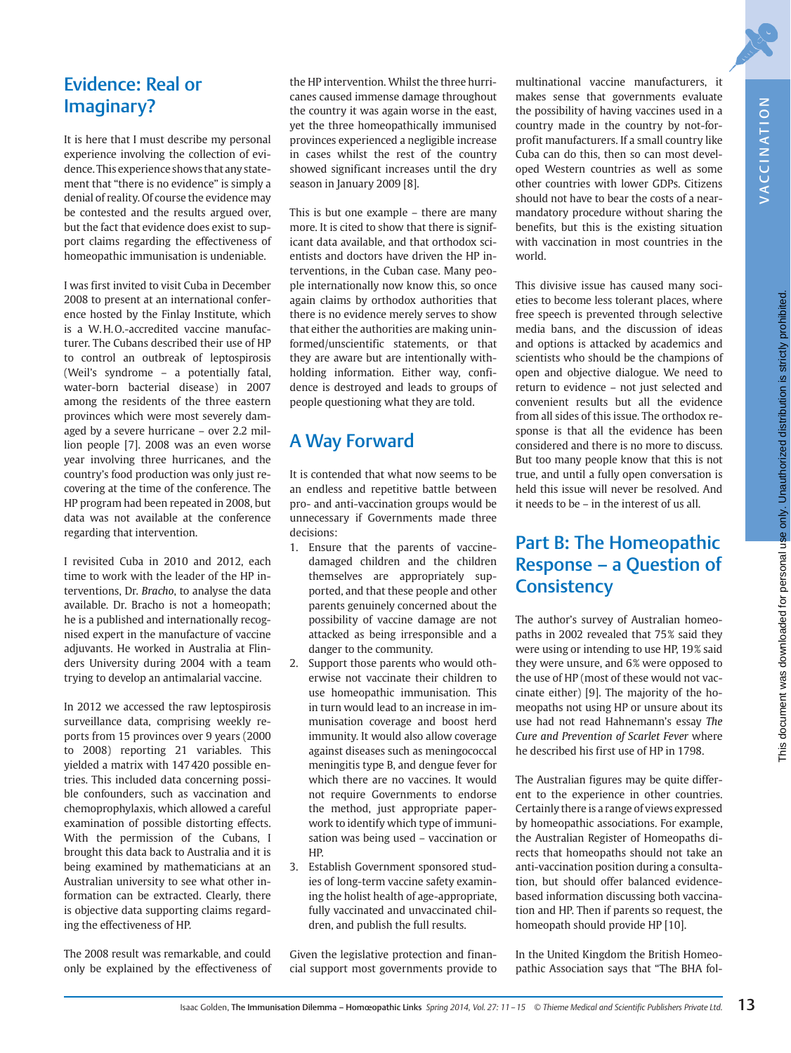## Evidence: Real or Imaginary?

It is here that I must describe my personal experience involving the collection of evidence. This experience shows that any statement that "there is no evidence" is simply a denial of reality. Of course the evidence may be contested and the results argued over, but the fact that evidence does exist to support claims regarding the effectiveness of homeopathic immunisation is undeniable.

I was first invited to visit Cuba in December 2008 to present at an international conference hosted by the Finlay Institute, which is a W.H.O.-accredited vaccine manufacturer. The Cubans described their use of HP to control an outbreak of leptospirosis (Weil's syndrome – a potentially fatal, water-born bacterial disease) in 2007 among the residents of the three eastern provinces which were most severely damaged by a severe hurricane – over 2.2 million people [7]. 2008 was an even worse year involving three hurricanes, and the country's food production was only just recovering at the time of the conference. The HP program had been repeated in 2008, but data was not available at the conference regarding that intervention.

I revisited Cuba in 2010 and 2012, each time to work with the leader of the HP interventions, Dr. *Bracho*, to analyse the data available. Dr. Bracho is not a homeopath; he is a published and internationally recognised expert in the manufacture of vaccine adjuvants. He worked in Australia at Flinders University during 2004 with a team trying to develop an antimalarial vaccine.

In 2012 we accessed the raw leptospirosis surveillance data, comprising weekly reports from 15 provinces over 9 years (2000 to 2008) reporting 21 variables. This yielded a matrix with 147 420 possible entries. This included data concerning possible confounders, such as vaccination and chemoprophylaxis, which allowed a careful examination of possible distorting effects. With the permission of the Cubans, I brought this data back to Australia and it is being examined by mathematicians at an Australian university to see what other information can be extracted. Clearly, there is objective data supporting claims regarding the effectiveness of HP.

The 2008 result was remarkable, and could only be explained by the effectiveness of the HP intervention. Whilst the three hurricanes caused immense damage throughout the country it was again worse in the east, yet the three homeopathically immunised provinces experienced a negligible increase in cases whilst the rest of the country showed significant increases until the dry season in January 2009 [8].

This is but one example – there are many more. It is cited to show that there is significant data available, and that orthodox scientists and doctors have driven the HP interventions, in the Cuban case. Many people internationally now know this, so once again claims by orthodox authorities that there is no evidence merely serves to show that either the authorities are making uninformed/unscientific statements, or that they are aware but are intentionally withholding information. Either way, confidence is destroyed and leads to groups of people questioning what they are told.

## A Way Forward

It is contended that what now seems to be an endless and repetitive battle between pro- and anti-vaccination groups would be unnecessary if Governments made three decisions:

1. Ensure that the parents of vaccine-damaged children and the children themselves are appropriately supported, and that these people and other parents genuinely concerned about the possibility of vaccine damage are not attacked as being irresponsible and a danger to the community.
2. Support those parents who would otherwise not vaccinate their children to use homeopathic immunisation. This in turn would lead to an increase in immunisation coverage and boost herd immunity. It would also allow coverage against diseases such as meningococcal meningitis type B, and dengue fever for which there are no vaccines. It would not require Governments to endorse the method, just appropriate paperwork to identify which type of immunisation was being used – vaccination or HP.
3. Establish Government sponsored studies of long-term vaccine safety examining the holist health of age-appropriate, fully vaccinated and unvaccinated children, and publish the full results.

Given the legislative protection and financial support most governments provide to multinational vaccine manufacturers, it makes sense that governments evaluate the possibility of having vaccines used in a country made in the country by not-for-profit manufacturers. If a small country like Cuba can do this, then so can most developed Western countries as well as some other countries with lower GDPs. Citizens should not have to bear the costs of a near-mandatory procedure without sharing the benefits, but this is the existing situation with vaccination in most countries in the world.

This divisive issue has caused many societies to become less tolerant places, where free speech is prevented through selective media bans, and the discussion of ideas and options is attacked by academics and scientists who should be the champions of open and objective dialogue. We need to return to evidence – not just selected and convenient results but all the evidence from all sides of this issue. The orthodox response is that all the evidence has been considered and there is no more to discuss. But too many people know that this is not true, and until a fully open conversation is held this issue will never be resolved. And it needs to be – in the interest of us all.

## Part B: The Homeopathic Response – a Question of Consistency

The author's survey of Australian homeopaths in 2002 revealed that 75% said they were using or intending to use HP, 19% said they were unsure, and 6% were opposed to the use of HP (most of these would not vaccinate either) [9]. The majority of the homeopaths not using HP or unsure about its use had not read Hahnemann's essay *The Cure and Prevention of Scarlet Fever* where he described his first use of HP in 1798.

The Australian figures may be quite different to the experience in other countries. Certainly there is a range of views expressed by homeopathic associations. For example, the Australian Register of Homeopaths directs that homeopaths should not take an anti-vaccination position during a consultation, but should offer balanced evidence-based information discussing both vaccination and HP. Then if parents so request, the homeopath should provide HP [10].

In the United Kingdom the British Homeopathic Association says that "The BHA fol-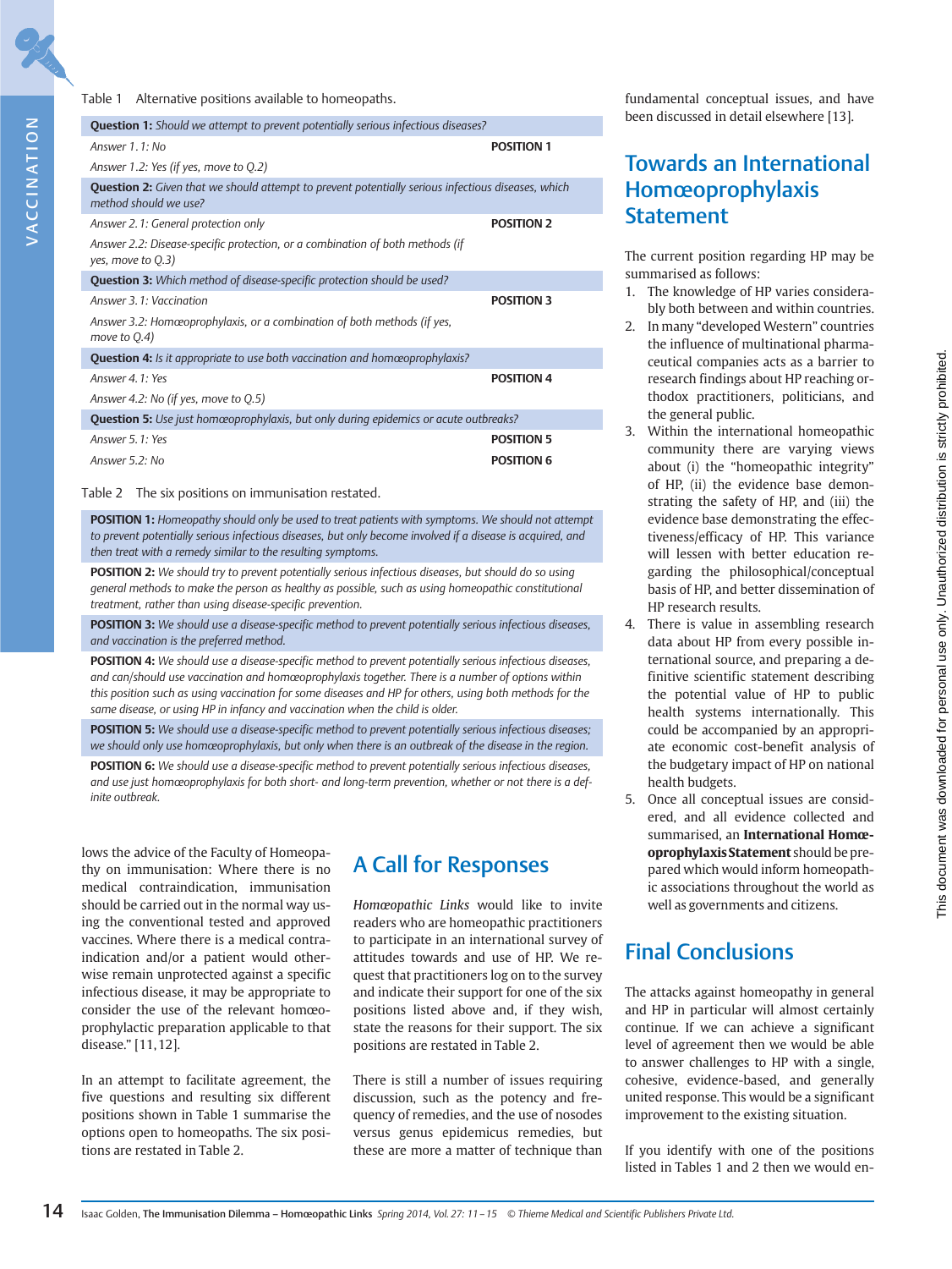Table 1 Alternative positions available to homeopaths.

| Question / Answer | Position |
|---|---|
| **Question 1:** *Should we attempt to prevent potentially serious infectious diseases?* | |
| *Answer 1.1: No* | **POSITION 1** |
| *Answer 1.2: Yes (if yes, move to Q.2)* | |
| **Question 2:** *Given that we should attempt to prevent potentially serious infectious diseases, which method should we use?* | |
| *Answer 2.1: General protection only* | **POSITION 2** |
| *Answer 2.2: Disease-specific protection, or a combination of both methods (if yes, move to Q.3)* | |
| **Question 3:** *Which method of disease-specific protection should be used?* | |
| *Answer 3.1: Vaccination* | **POSITION 3** |
| *Answer 3.2: Homœoprophylaxis, or a combination of both methods (if yes, move to Q.4)* | |
| **Question 4:** *Is it appropriate to use both vaccination and homœoprophylaxis?* | |
| *Answer 4.1: Yes* | **POSITION 4** |
| *Answer 4.2: No (if yes, move to Q.5)* | |
| **Question 5:** *Use just homœoprophylaxis, but only during epidemics or acute outbreaks?* | |
| *Answer 5.1: Yes* | **POSITION 5** |
| *Answer 5.2: No* | **POSITION 6** |

Table 2 The six positions on immunisation restated.

| Position |
|---|
| **POSITION 1:** *Homeopathy should only be used to treat patients with symptoms. We should not attempt to prevent potentially serious infectious diseases, but only become involved if a disease is acquired, and then treat with a remedy similar to the resulting symptoms.* |
| **POSITION 2:** *We should try to prevent potentially serious infectious diseases, but should do so using general methods to make the person as healthy as possible, such as using homeopathic constitutional treatment, rather than using disease-specific prevention.* |
| **POSITION 3:** *We should use a disease-specific method to prevent potentially serious infectious diseases, and vaccination is the preferred method.* |
| **POSITION 4:** *We should use a disease-specific method to prevent potentially serious infectious diseases, and can/should use vaccination and homœoprophylaxis together. There is a number of options within this position such as using vaccination for some diseases and HP for others, using both methods for the same disease, or using HP in infancy and vaccination when the child is older.* |
| **POSITION 5:** *We should use a disease-specific method to prevent potentially serious infectious diseases; we should only use homœoprophylaxis, but only when there is an outbreak of the disease in the region.* |
| **POSITION 6:** *We should use a disease-specific method to prevent potentially serious infectious diseases, and use just homœoprophylaxis for both short- and long-term prevention, whether or not there is a definite outbreak.* |

lows the advice of the Faculty of Homeopathy on immunisation: Where there is no medical contraindication, immunisation should be carried out in the normal way using the conventional tested and approved vaccines. Where there is a medical contraindication and/or a patient would otherwise remain unprotected against a specific infectious disease, it may be appropriate to consider the use of the relevant homœoprophylactic preparation applicable to that disease." [11,12].

In an attempt to facilitate agreement, the five questions and resulting six different positions shown in Table 1 summarise the options open to homeopaths. The six positions are restated in Table 2.

## A Call for Responses

*Homœopathic Links* would like to invite readers who are homeopathic practitioners to participate in an international survey of attitudes towards and use of HP. We request that practitioners log on to the survey and indicate their support for one of the six positions listed above and, if they wish, state the reasons for their support. The six positions are restated in Table 2.

There is still a number of issues requiring discussion, such as the potency and frequency of remedies, and the use of nosodes versus genus epidemicus remedies, but these are more a matter of technique than fundamental conceptual issues, and have been discussed in detail elsewhere [13].

## Towards an International Homœoprophylaxis Statement

The current position regarding HP may be summarised as follows:

1. The knowledge of HP varies considerably both between and within countries.
2. In many "developed Western" countries the influence of multinational pharmaceutical companies acts as a barrier to research findings about HP reaching orthodox practitioners, politicians, and the general public.
3. Within the international homeopathic community there are varying views about (i) the "homeopathic integrity" of HP, (ii) the evidence base demonstrating the safety of HP, and (iii) the evidence base demonstrating the effectiveness/efficacy of HP. This variance will lessen with better education regarding the philosophical/conceptual basis of HP, and better dissemination of HP research results.
4. There is value in assembling research data about HP from every possible international source, and preparing a definitive scientific statement describing the potential value of HP to public health systems internationally. This could be accompanied by an appropriate economic cost-benefit analysis of the budgetary impact of HP on national health budgets.
5. Once all conceptual issues are considered, and all evidence collected and summarised, an **International Homœoprophylaxis Statement** should be prepared which would inform homeopathic associations throughout the world as well as governments and citizens.

## Final Conclusions

The attacks against homeopathy in general and HP in particular will almost certainly continue. If we can achieve a significant level of agreement then we would be able to answer challenges to HP with a single, cohesive, evidence-based, and generally united response. This would be a significant improvement to the existing situation.

If you identify with one of the positions listed in Tables 1 and 2 then we would en-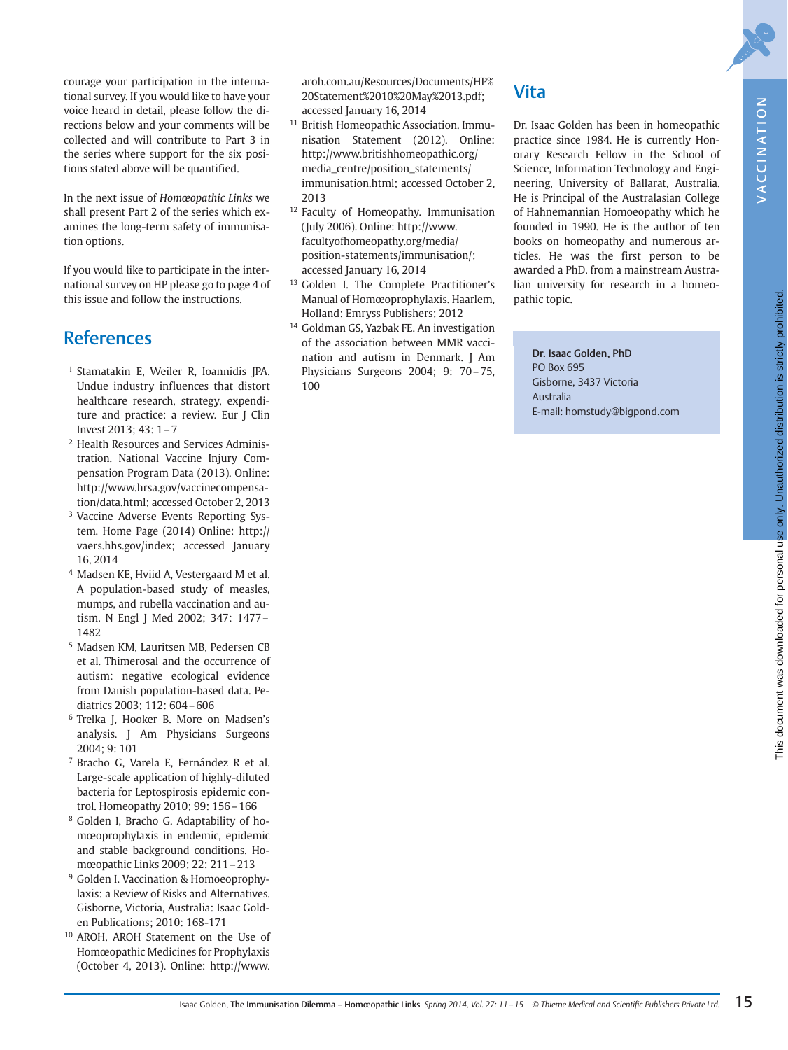courage your participation in the international survey. If you would like to have your voice heard in detail, please follow the directions below and your comments will be collected and will contribute to Part 3 in the series where support for the six positions stated above will be quantified.

In the next issue of *Homœopathic Links* we shall present Part 2 of the series which examines the long-term safety of immunisation options.

If you would like to participate in the international survey on HP please go to page 4 of this issue and follow the instructions.

## References

1. Stamatakin E, Weiler R, Ioannidis JPA. Undue industry influences that distort healthcare research, strategy, expenditure and practice: a review. Eur J Clin Invest 2013; 43: 1–7
2. Health Resources and Services Administration. National Vaccine Injury Compensation Program Data (2013). Online: http://www.hrsa.gov/vaccinecompensation/data.html; accessed October 2, 2013
3. Vaccine Adverse Events Reporting System. Home Page (2014) Online: http://vaers.hhs.gov/index; accessed January 16, 2014
4. Madsen KE, Hviid A, Vestergaard M et al. A population-based study of measles, mumps, and rubella vaccination and autism. N Engl J Med 2002; 347: 1477–1482
5. Madsen KM, Lauritsen MB, Pedersen CB et al. Thimerosal and the occurrence of autism: negative ecological evidence from Danish population-based data. Pediatrics 2003; 112: 604–606
6. Trelka J, Hooker B. More on Madsen's analysis. J Am Physicians Surgeons 2004; 9: 101
7. Bracho G, Varela E, Fernández R et al. Large-scale application of highly-diluted bacteria for Leptospirosis epidemic control. Homeopathy 2010; 99: 156–166
8. Golden I, Bracho G. Adaptability of homœoprophylaxis in endemic, epidemic and stable background conditions. Homœopathic Links 2009; 22: 211–213
9. Golden I. Vaccination & Homoeoprophylaxis: a Review of Risks and Alternatives. Gisborne, Victoria, Australia: Isaac Golden Publications; 2010: 168-171
10. AROH. AROH Statement on the Use of Homœopathic Medicines for Prophylaxis (October 4, 2013). Online: http://www.aroh.com.au/Resources/Documents/HP%20Statement%2010%20May%2013.pdf; accessed January 16, 2014
11. British Homeopathic Association. Immunisation Statement (2012). Online: http://www.britishhomeopathic.org/media_centre/position_statements/immunisation.html; accessed October 2, 2013
12. Faculty of Homeopathy. Immunisation (July 2006). Online: http://www.facultyofhomeopathy.org/media/position-statements/immunisation/; accessed January 16, 2014
13. Golden I. The Complete Practitioner's Manual of Homœoprophylaxis. Haarlem, Holland: Emryss Publishers; 2012
14. Goldman GS, Yazbak FE. An investigation of the association between MMR vaccination and autism in Denmark. J Am Physicians Surgeons 2004; 9: 70–75, 100

## Vita

Dr. Isaac Golden has been in homeopathic practice since 1984. He is currently Honorary Research Fellow in the School of Science, Information Technology and Engineering, University of Ballarat, Australia. He is Principal of the Australasian College of Hahnemannian Homoeopathy which he founded in 1990. He is the author of ten books on homeopathy and numerous articles. He was the first person to be awarded a PhD. from a mainstream Australian university for research in a homeopathic topic.

**Dr. Isaac Golden, PhD**
PO Box 695
Gisborne, 3437 Victoria
Australia
E-mail: homstudy@bigpond.com